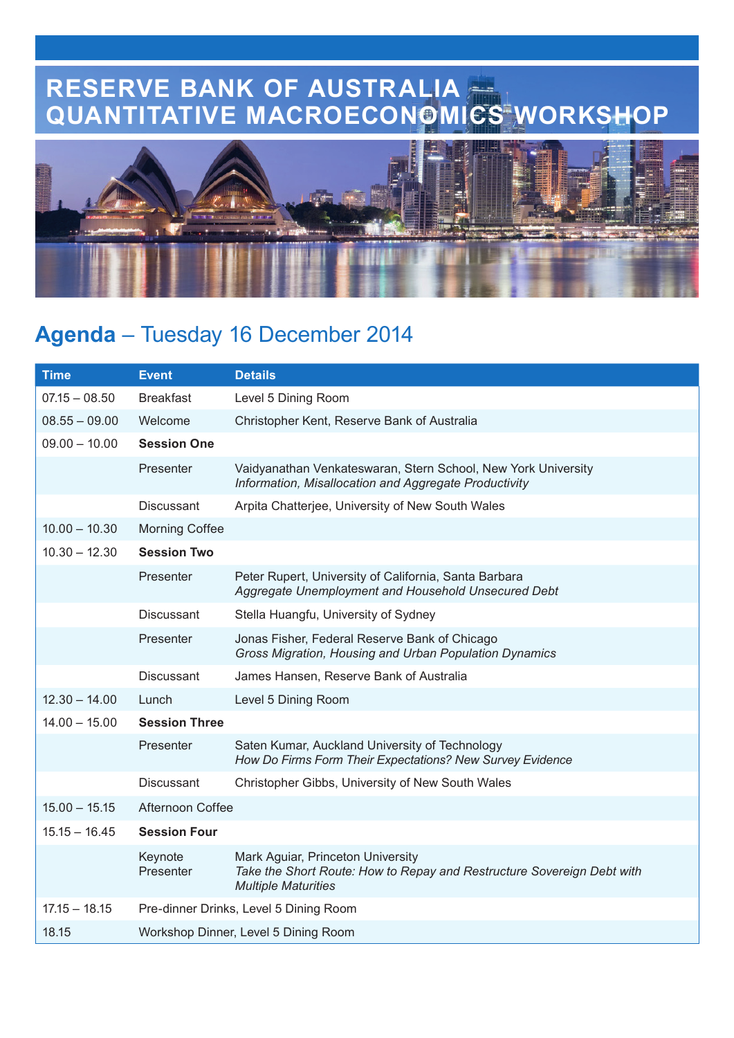# RESERVE BANK OF AUSTRALIA QUANTITATIVE MACROECONOMICS WORKSHOP

## **Agenda** – Tuesday 16 December 2014

| Time | Event | Details |
|---|---|---|
| 07.15 – 08.50 | Breakfast | Level 5 Dining Room |
| 08.55 – 09.00 | Welcome | Christopher Kent, Reserve Bank of Australia |
| 09.00 – 10.00 | **Session One** | |
| | Presenter | Vaidyanathan Venkateswaran, Stern School, New York University<br>*Information, Misallocation and Aggregate Productivity* |
| | Discussant | Arpita Chatterjee, University of New South Wales |
| 10.00 – 10.30 | Morning Coffee | |
| 10.30 – 12.30 | **Session Two** | |
| | Presenter | Peter Rupert, University of California, Santa Barbara<br>*Aggregate Unemployment and Household Unsecured Debt* |
| | Discussant | Stella Huangfu, University of Sydney |
| | Presenter | Jonas Fisher, Federal Reserve Bank of Chicago<br>*Gross Migration, Housing and Urban Population Dynamics* |
| | Discussant | James Hansen, Reserve Bank of Australia |
| 12.30 – 14.00 | Lunch | Level 5 Dining Room |
| 14.00 – 15.00 | **Session Three** | |
| | Presenter | Saten Kumar, Auckland University of Technology<br>*How Do Firms Form Their Expectations? New Survey Evidence* |
| | Discussant | Christopher Gibbs, University of New South Wales |
| 15.00 – 15.15 | Afternoon Coffee | |
| 15.15 – 16.45 | **Session Four** | |
| | Keynote Presenter | Mark Aguiar, Princeton University<br>*Take the Short Route: How to Repay and Restructure Sovereign Debt with Multiple Maturities* |
| 17.15 – 18.15 | Pre-dinner Drinks, Level 5 Dining Room | |
| 18.15 | Workshop Dinner, Level 5 Dining Room | |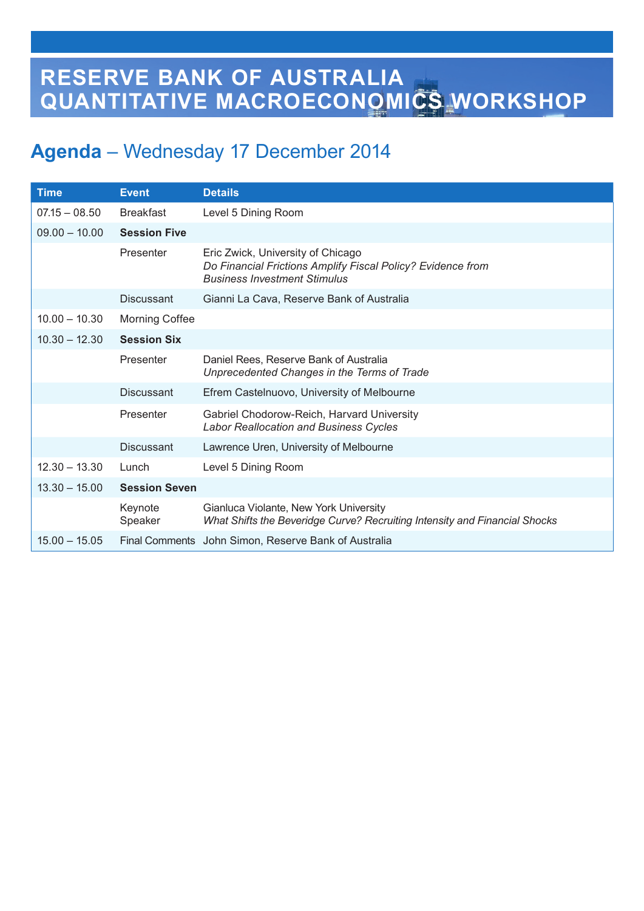# RESERVE BANK OF AUSTRALIA QUANTITATIVE MACROECONOMICS WORKSHOP

## **Agenda** – Wednesday 17 December 2014

| Time | Event | Details |
|---|---|---|
| 07.15 – 08.50 | Breakfast | Level 5 Dining Room |
| 09.00 – 10.00 | **Session Five** | |
| | Presenter | Eric Zwick, University of Chicago<br>*Do Financial Frictions Amplify Fiscal Policy? Evidence from Business Investment Stimulus* |
| | Discussant | Gianni La Cava, Reserve Bank of Australia |
| 10.00 – 10.30 | Morning Coffee | |
| 10.30 – 12.30 | **Session Six** | |
| | Presenter | Daniel Rees, Reserve Bank of Australia<br>*Unprecedented Changes in the Terms of Trade* |
| | Discussant | Efrem Castelnuovo, University of Melbourne |
| | Presenter | Gabriel Chodorow-Reich, Harvard University<br>*Labor Reallocation and Business Cycles* |
| | Discussant | Lawrence Uren, University of Melbourne |
| 12.30 – 13.30 | Lunch | Level 5 Dining Room |
| 13.30 – 15.00 | **Session Seven** | |
| | Keynote Speaker | Gianluca Violante, New York University<br>*What Shifts the Beveridge Curve? Recruiting Intensity and Financial Shocks* |
| 15.00 – 15.05 | Final Comments | John Simon, Reserve Bank of Australia |